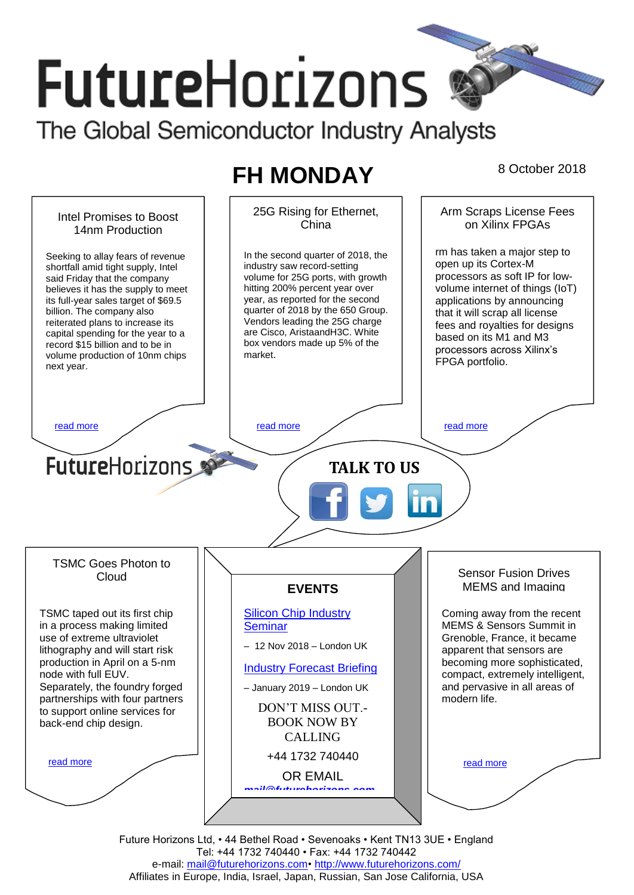# FutureHorizons

The Global Semiconductor Industry Analysts

## FH MONDAY

8 October 2018

### Intel Promises to Boost 14nm Production

Seeking to allay fears of revenue shortfall amid tight supply, Intel said Friday that the company believes it has the supply to meet its full-year sales target of $69.5 billion. The company also reiterated plans to increase its capital spending for the year to a record $15 billion and to be in volume production of 10nm chips next year.

read more

### 25G Rising for Ethernet, China

In the second quarter of 2018, the industry saw record-setting volume for 25G ports, with growth hitting 200% percent year over year, as reported for the second quarter of 2018 by the 650 Group. Vendors leading the 25G charge are Cisco, AristaandH3C. White box vendors made up 5% of the market.

read more

### Arm Scraps License Fees on Xilinx FPGAs

rm has taken a major step to open up its Cortex-M processors as soft IP for low-volume internet of things (IoT) applications by announcing that it will scrap all license fees and royalties for designs based on its M1 and M3 processors across Xilinx's FPGA portfolio.

read more

FutureHorizons

**TALK TO US**

### TSMC Goes Photon to Cloud

TSMC taped out its first chip in a process making limited use of extreme ultraviolet lithography and will start risk production in April on a 5-nm node with full EUV. Separately, the foundry forged partnerships with four partners to support online services for back-end chip design.

read more

### EVENTS

Silicon Chip Industry Seminar

– 12 Nov 2018 – London UK

Industry Forecast Briefing

– January 2019 – London UK

DON'T MISS OUT.- BOOK NOW BY CALLING

+44 1732 740440

OR EMAIL

mail@futurehorizons.com

### Sensor Fusion Drives MEMS and Imaging

Coming away from the recent MEMS & Sensors Summit in Grenoble, France, it became apparent that sensors are becoming more sophisticated, compact, extremely intelligent, and pervasive in all areas of modern life.

read more

Future Horizons Ltd, • 44 Bethel Road • Sevenoaks • Kent TN13 3UE • England
Tel: +44 1732 740440 • Fax: +44 1732 740442
e-mail: mail@futurehorizons.com• http://www.futurehorizons.com/
Affiliates in Europe, India, Israel, Japan, Russian, San Jose California, USA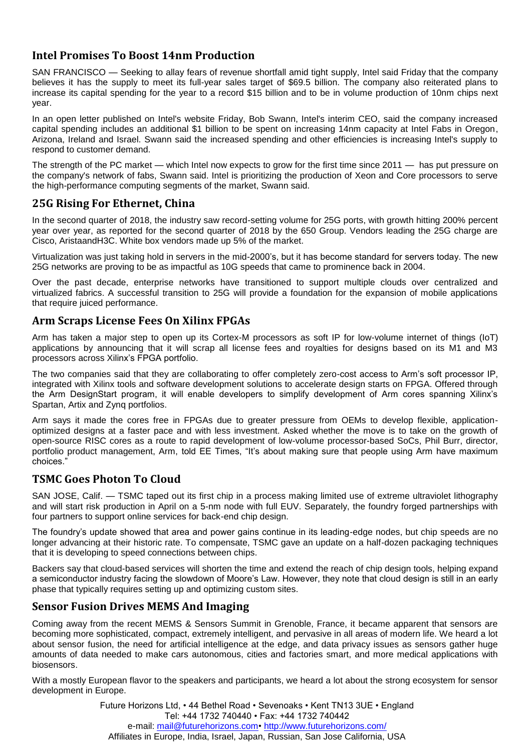## Intel Promises To Boost 14nm Production

SAN FRANCISCO — Seeking to allay fears of revenue shortfall amid tight supply, Intel said Friday that the company believes it has the supply to meet its full-year sales target of $69.5 billion. The company also reiterated plans to increase its capital spending for the year to a record $15 billion and to be in volume production of 10nm chips next year.

In an open letter published on Intel's website Friday, Bob Swann, Intel's interim CEO, said the company increased capital spending includes an additional $1 billion to be spent on increasing 14nm capacity at Intel Fabs in Oregon, Arizona, Ireland and Israel. Swann said the increased spending and other efficiencies is increasing Intel's supply to respond to customer demand.

The strength of the PC market — which Intel now expects to grow for the first time since 2011 — has put pressure on the company's network of fabs, Swann said. Intel is prioritizing the production of Xeon and Core processors to serve the high-performance computing segments of the market, Swann said.

## 25G Rising For Ethernet, China

In the second quarter of 2018, the industry saw record-setting volume for 25G ports, with growth hitting 200% percent year over year, as reported for the second quarter of 2018 by the 650 Group. Vendors leading the 25G charge are Cisco, AristaandH3C. White box vendors made up 5% of the market.

Virtualization was just taking hold in servers in the mid-2000's, but it has become standard for servers today. The new 25G networks are proving to be as impactful as 10G speeds that came to prominence back in 2004.

Over the past decade, enterprise networks have transitioned to support multiple clouds over centralized and virtualized fabrics. A successful transition to 25G will provide a foundation for the expansion of mobile applications that require juiced performance.

## Arm Scraps License Fees On Xilinx FPGAs

Arm has taken a major step to open up its Cortex-M processors as soft IP for low-volume internet of things (IoT) applications by announcing that it will scrap all license fees and royalties for designs based on its M1 and M3 processors across Xilinx's FPGA portfolio.

The two companies said that they are collaborating to offer completely zero-cost access to Arm's soft processor IP, integrated with Xilinx tools and software development solutions to accelerate design starts on FPGA. Offered through the Arm DesignStart program, it will enable developers to simplify development of Arm cores spanning Xilinx's Spartan, Artix and Zynq portfolios.

Arm says it made the cores free in FPGAs due to greater pressure from OEMs to develop flexible, application-optimized designs at a faster pace and with less investment. Asked whether the move is to take on the growth of open-source RISC cores as a route to rapid development of low-volume processor-based SoCs, Phil Burr, director, portfolio product management, Arm, told EE Times, "It's about making sure that people using Arm have maximum choices."

## TSMC Goes Photon To Cloud

SAN JOSE, Calif. — TSMC taped out its first chip in a process making limited use of extreme ultraviolet lithography and will start risk production in April on a 5-nm node with full EUV. Separately, the foundry forged partnerships with four partners to support online services for back-end chip design.

The foundry's update showed that area and power gains continue in its leading-edge nodes, but chip speeds are no longer advancing at their historic rate. To compensate, TSMC gave an update on a half-dozen packaging techniques that it is developing to speed connections between chips.

Backers say that cloud-based services will shorten the time and extend the reach of chip design tools, helping expand a semiconductor industry facing the slowdown of Moore's Law. However, they note that cloud design is still in an early phase that typically requires setting up and optimizing custom sites.

## Sensor Fusion Drives MEMS And Imaging

Coming away from the recent MEMS & Sensors Summit in Grenoble, France, it became apparent that sensors are becoming more sophisticated, compact, extremely intelligent, and pervasive in all areas of modern life. We heard a lot about sensor fusion, the need for artificial intelligence at the edge, and data privacy issues as sensors gather huge amounts of data needed to make cars autonomous, cities and factories smart, and more medical applications with biosensors.

With a mostly European flavor to the speakers and participants, we heard a lot about the strong ecosystem for sensor development in Europe.

Future Horizons Ltd, • 44 Bethel Road • Sevenoaks • Kent TN13 3UE • England
Tel: +44 1732 740440 • Fax: +44 1732 740442
e-mail: mail@futurehorizons.com• http://www.futurehorizons.com/
Affiliates in Europe, India, Israel, Japan, Russian, San Jose California, USA